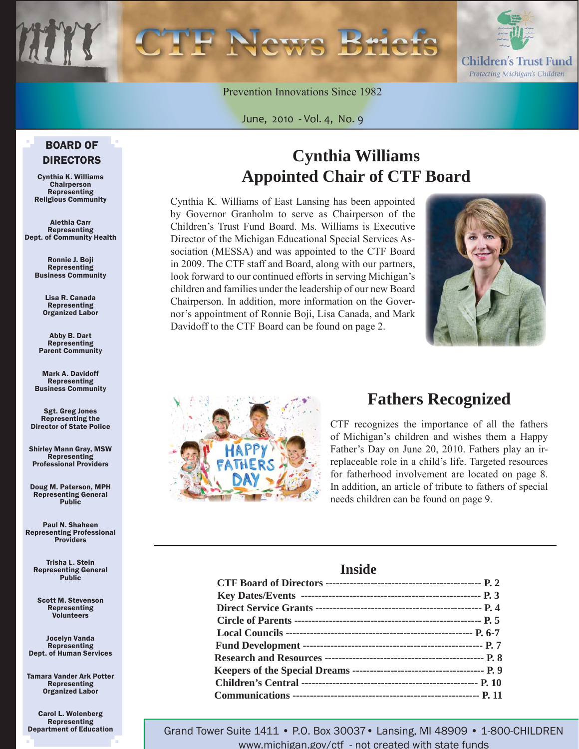# CTF News Briefs

Children's Trust Fund
*Protecting Michigan's Children*

Prevention Innovations Since 1982

June, 2010 - Vol. 4, No. 9

## BOARD OF DIRECTORS

**Cynthia K. Williams**
**Chairperson**
**Representing**
**Religious Community**

**Alethia Carr**
**Representing**
**Dept. of Community Health**

**Ronnie J. Boji**
**Representing**
**Business Community**

**Lisa R. Canada**
**Representing**
**Organized Labor**

**Abby B. Dart**
**Representing**
**Parent Community**

**Mark A. Davidoff**
**Representing**
**Business Community**

**Sgt. Greg Jones**
**Representing the**
**Director of State Police**

**Shirley Mann Gray, MSW**
**Representing**
**Professional Providers**

**Doug M. Paterson, MPH**
**Representing General**
**Public**

**Paul N. Shaheen**
**Representing Professional**
**Providers**

**Trisha L. Stein**
**Representing General**
**Public**

**Scott M. Stevenson**
**Representing**
**Volunteers**

**Jocelyn Vanda**
**Representing**
**Dept. of Human Services**

**Tamara Vander Ark Potter**
**Representing**
**Organized Labor**

**Carol L. Wolenberg**
**Representing**
**Department of Education**

## Cynthia Williams Appointed Chair of CTF Board

Cynthia K. Williams of East Lansing has been appointed by Governor Granholm to serve as Chairperson of the Children's Trust Fund Board. Ms. Williams is Executive Director of the Michigan Educational Special Services Association (MESSA) and was appointed to the CTF Board in 2009. The CTF staff and Board, along with our partners, look forward to our continued efforts in serving Michigan's children and families under the leadership of our new Board Chairperson. In addition, more information on the Governor's appointment of Ronnie Boji, Lisa Canada, and Mark Davidoff to the CTF Board can be found on page 2.

## Fathers Recognized

CTF recognizes the importance of all the fathers of Michigan's children and wishes them a Happy Father's Day on June 20, 2010. Fathers play an irreplaceable role in a child's life. Targeted resources for fatherhood involvement are located on page 8. In addition, an article of tribute to fathers of special needs children can be found on page 9.

## Inside

| Section | Page |
|---|---|
| CTF Board of Directors | P. 2 |
| Key Dates/Events | P. 3 |
| Direct Service Grants | P. 4 |
| Circle of Parents | P. 5 |
| Local Councils | P. 6-7 |
| Fund Development | P. 7 |
| Research and Resources | P. 8 |
| Keepers of the Special Dreams | P. 9 |
| Children's Central | P. 10 |
| Communications | P. 11 |

Grand Tower Suite 1411 • P.O. Box 30037 • Lansing, MI 48909 • 1-800-CHILDREN
www.michigan.gov/ctf - not created with state funds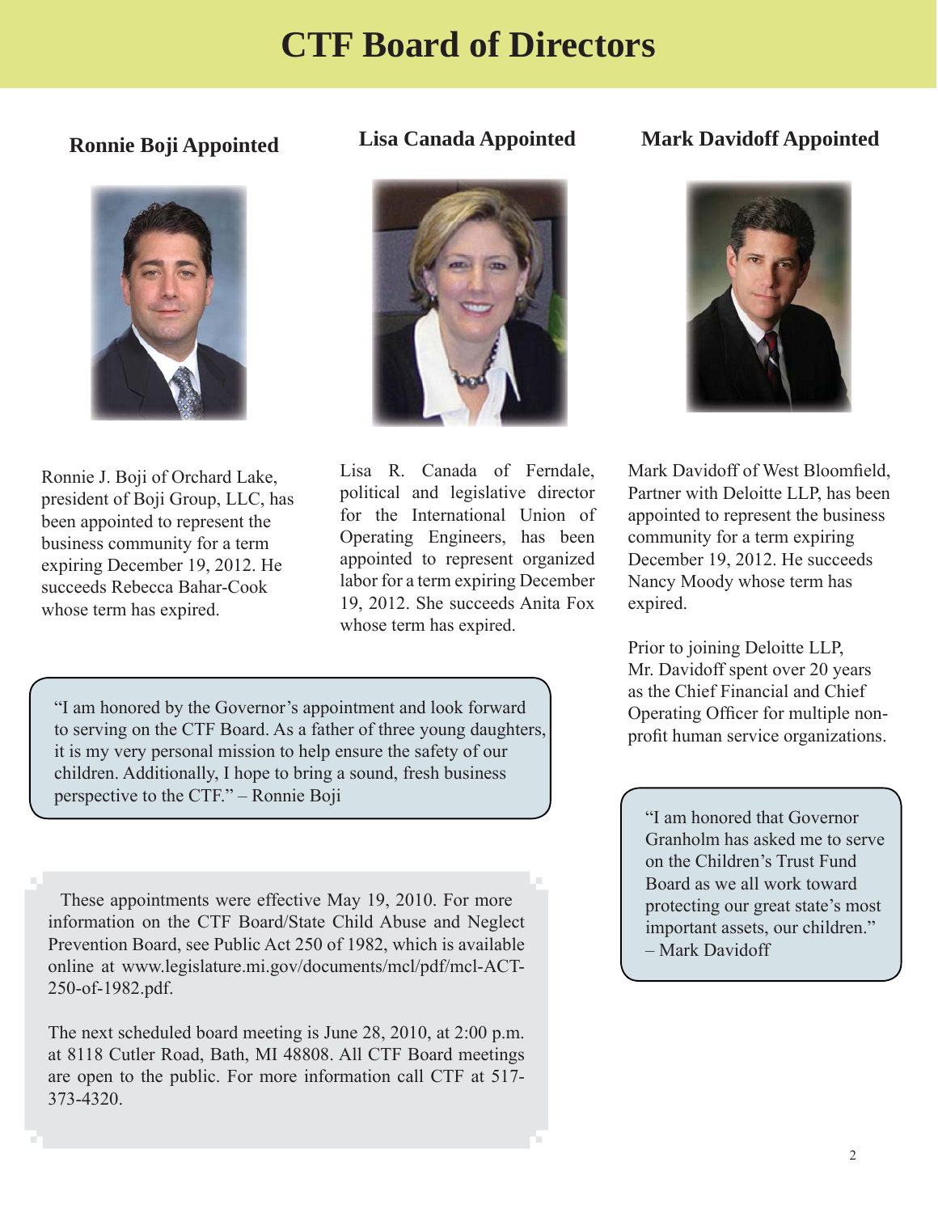# CTF Board of Directors

## Ronnie Boji Appointed

Ronnie J. Boji of Orchard Lake, president of Boji Group, LLC, has been appointed to represent the business community for a term expiring December 19, 2012. He succeeds Rebecca Bahar-Cook whose term has expired.

"I am honored by the Governor's appointment and look forward to serving on the CTF Board. As a father of three young daughters, it is my very personal mission to help ensure the safety of our children. Additionally, I hope to bring a sound, fresh business perspective to the CTF." – Ronnie Boji

## Lisa Canada Appointed

Lisa R. Canada of Ferndale, political and legislative director for the International Union of Operating Engineers, has been appointed to represent organized labor for a term expiring December 19, 2012. She succeeds Anita Fox whose term has expired.

## Mark Davidoff Appointed

Mark Davidoff of West Bloomfield, Partner with Deloitte LLP, has been appointed to represent the business community for a term expiring December 19, 2012. He succeeds Nancy Moody whose term has expired.

Prior to joining Deloitte LLP, Mr. Davidoff spent over 20 years as the Chief Financial and Chief Operating Officer for multiple non-profit human service organizations.

"I am honored that Governor Granholm has asked me to serve on the Children's Trust Fund Board as we all work toward protecting our great state's most important assets, our children." – Mark Davidoff

These appointments were effective May 19, 2010. For more information on the CTF Board/State Child Abuse and Neglect Prevention Board, see Public Act 250 of 1982, which is available online at www.legislature.mi.gov/documents/mcl/pdf/mcl-ACT-250-of-1982.pdf.

The next scheduled board meeting is June 28, 2010, at 2:00 p.m. at 8118 Cutler Road, Bath, MI 48808. All CTF Board meetings are open to the public. For more information call CTF at 517-373-4320.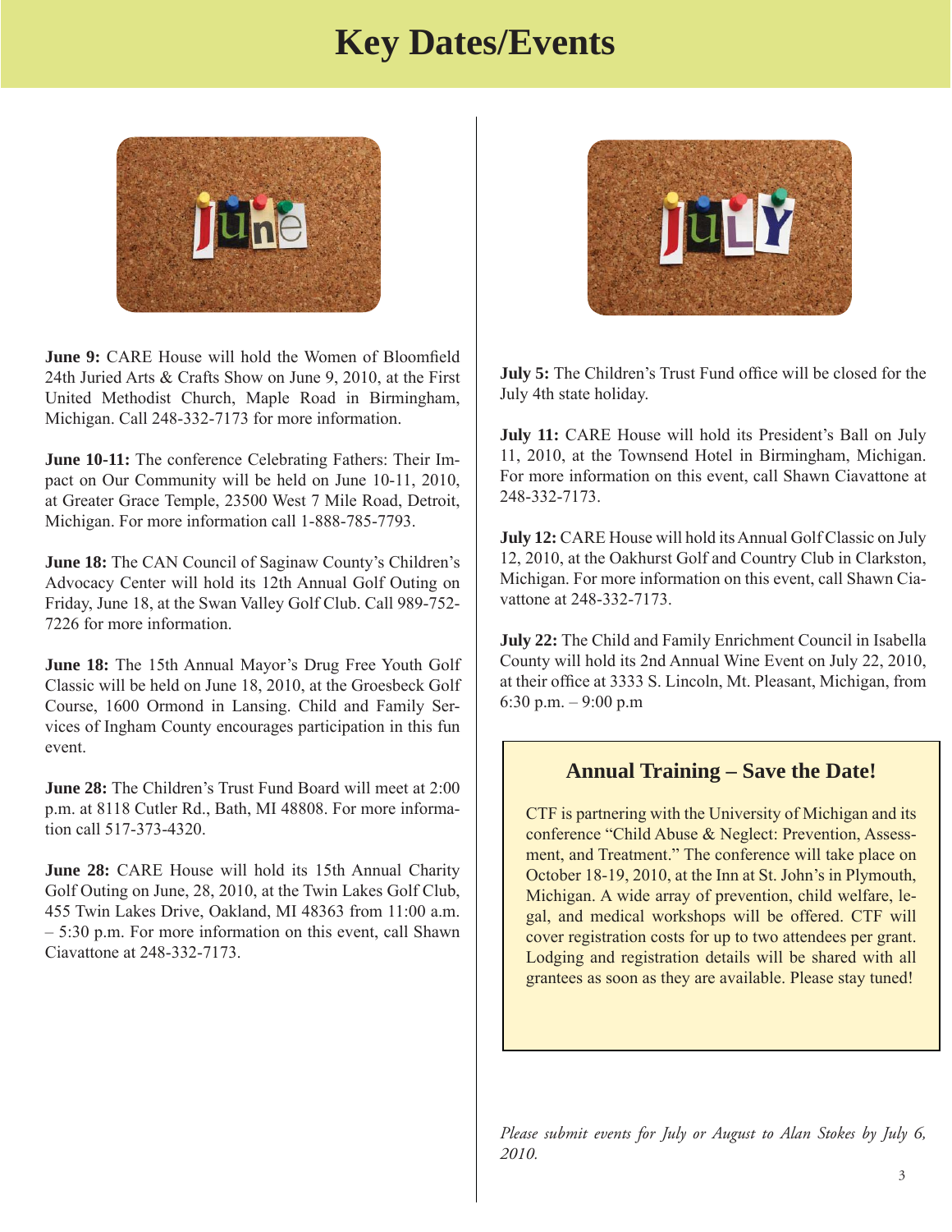# Key Dates/Events

**June 9:** CARE House will hold the Women of Bloomfield 24th Juried Arts & Crafts Show on June 9, 2010, at the First United Methodist Church, Maple Road in Birmingham, Michigan. Call 248-332-7173 for more information.

**June 10-11:** The conference Celebrating Fathers: Their Impact on Our Community will be held on June 10-11, 2010, at Greater Grace Temple, 23500 West 7 Mile Road, Detroit, Michigan. For more information call 1-888-785-7793.

**June 18:** The CAN Council of Saginaw County's Children's Advocacy Center will hold its 12th Annual Golf Outing on Friday, June 18, at the Swan Valley Golf Club. Call 989-752-7226 for more information.

**June 18:** The 15th Annual Mayor's Drug Free Youth Golf Classic will be held on June 18, 2010, at the Groesbeck Golf Course, 1600 Ormond in Lansing. Child and Family Services of Ingham County encourages participation in this fun event.

**June 28:** The Children's Trust Fund Board will meet at 2:00 p.m. at 8118 Cutler Rd., Bath, MI 48808. For more information call 517-373-4320.

**June 28:** CARE House will hold its 15th Annual Charity Golf Outing on June, 28, 2010, at the Twin Lakes Golf Club, 455 Twin Lakes Drive, Oakland, MI 48363 from 11:00 a.m. – 5:30 p.m. For more information on this event, call Shawn Ciavattone at 248-332-7173.

**July 5:** The Children's Trust Fund office will be closed for the July 4th state holiday.

**July 11:** CARE House will hold its President's Ball on July 11, 2010, at the Townsend Hotel in Birmingham, Michigan. For more information on this event, call Shawn Ciavattone at 248-332-7173.

**July 12:** CARE House will hold its Annual Golf Classic on July 12, 2010, at the Oakhurst Golf and Country Club in Clarkston, Michigan. For more information on this event, call Shawn Ciavattone at 248-332-7173.

**July 22:** The Child and Family Enrichment Council in Isabella County will hold its 2nd Annual Wine Event on July 22, 2010, at their office at 3333 S. Lincoln, Mt. Pleasant, Michigan, from 6:30 p.m. – 9:00 p.m

## Annual Training – Save the Date!

CTF is partnering with the University of Michigan and its conference "Child Abuse & Neglect: Prevention, Assessment, and Treatment." The conference will take place on October 18-19, 2010, at the Inn at St. John's in Plymouth, Michigan. A wide array of prevention, child welfare, legal, and medical workshops will be offered. CTF will cover registration costs for up to two attendees per grant. Lodging and registration details will be shared with all grantees as soon as they are available. Please stay tuned!

*Please submit events for July or August to Alan Stokes by July 6, 2010.*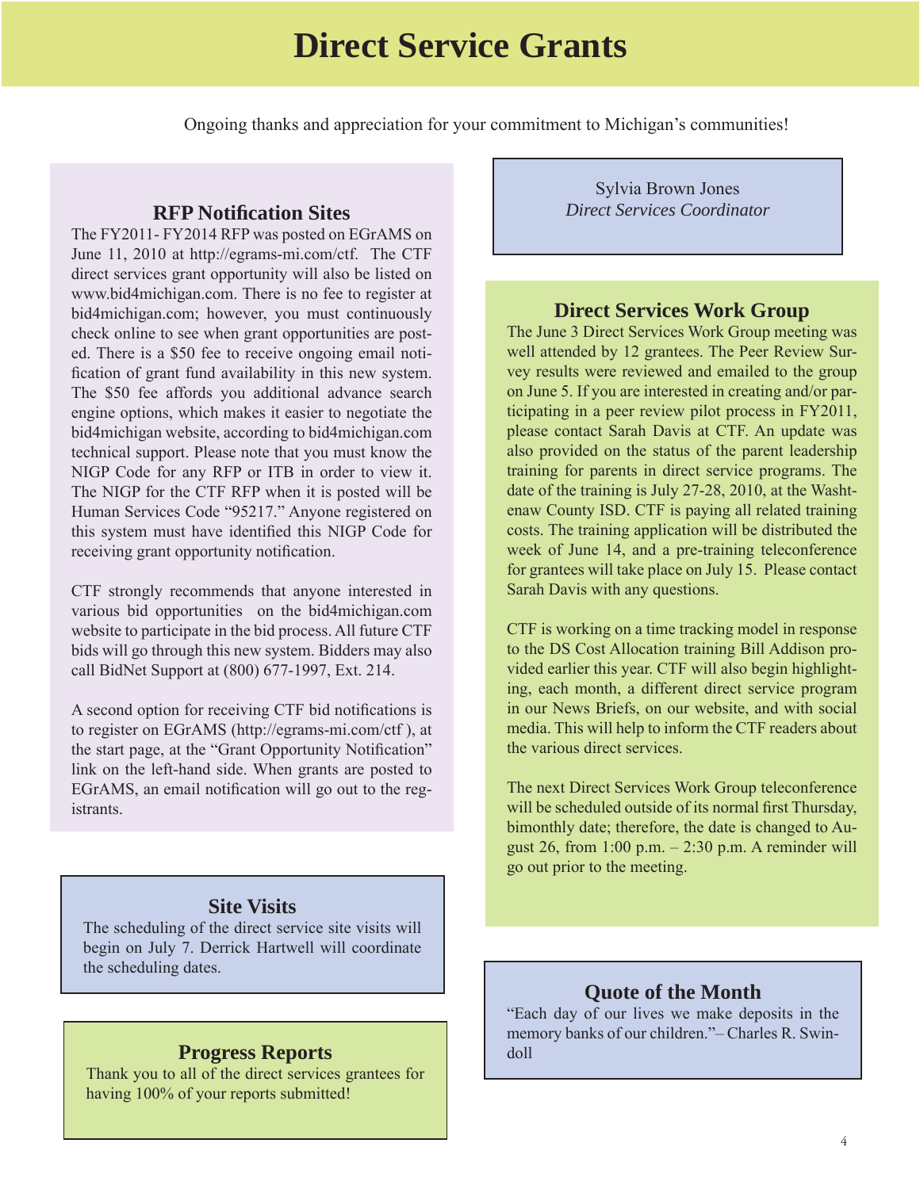# Direct Service Grants

Ongoing thanks and appreciation for your commitment to Michigan's communities!

## RFP Notification Sites

The FY2011- FY2014 RFP was posted on EGrAMS on June 11, 2010 at http://egrams-mi.com/ctf. The CTF direct services grant opportunity will also be listed on www.bid4michigan.com. There is no fee to register at bid4michigan.com; however, you must continuously check online to see when grant opportunities are posted. There is a $50 fee to receive ongoing email notification of grant fund availability in this new system. The $50 fee affords you additional advance search engine options, which makes it easier to negotiate the bid4michigan website, according to bid4michigan.com technical support. Please note that you must know the NIGP Code for any RFP or ITB in order to view it. The NIGP for the CTF RFP when it is posted will be Human Services Code "95217." Anyone registered on this system must have identified this NIGP Code for receiving grant opportunity notification.

CTF strongly recommends that anyone interested in various bid opportunities on the bid4michigan.com website to participate in the bid process. All future CTF bids will go through this new system. Bidders may also call BidNet Support at (800) 677-1997, Ext. 214.

A second option for receiving CTF bid notifications is to register on EGrAMS (http://egrams-mi.com/ctf ), at the start page, at the "Grant Opportunity Notification" link on the left-hand side. When grants are posted to EGrAMS, an email notification will go out to the registrants.

## Site Visits

The scheduling of the direct service site visits will begin on July 7. Derrick Hartwell will coordinate the scheduling dates.

## Progress Reports

Thank you to all of the direct services grantees for having 100% of your reports submitted!

Sylvia Brown Jones
*Direct Services Coordinator*

## Direct Services Work Group

The June 3 Direct Services Work Group meeting was well attended by 12 grantees. The Peer Review Survey results were reviewed and emailed to the group on June 5. If you are interested in creating and/or participating in a peer review pilot process in FY2011, please contact Sarah Davis at CTF. An update was also provided on the status of the parent leadership training for parents in direct service programs. The date of the training is July 27-28, 2010, at the Washtenaw County ISD. CTF is paying all related training costs. The training application will be distributed the week of June 14, and a pre-training teleconference for grantees will take place on July 15. Please contact Sarah Davis with any questions.

CTF is working on a time tracking model in response to the DS Cost Allocation training Bill Addison provided earlier this year. CTF will also begin highlighting, each month, a different direct service program in our News Briefs, on our website, and with social media. This will help to inform the CTF readers about the various direct services.

The next Direct Services Work Group teleconference will be scheduled outside of its normal first Thursday, bimonthly date; therefore, the date is changed to August 26, from 1:00 p.m. – 2:30 p.m. A reminder will go out prior to the meeting.

## Quote of the Month

"Each day of our lives we make deposits in the memory banks of our children."– Charles R. Swindoll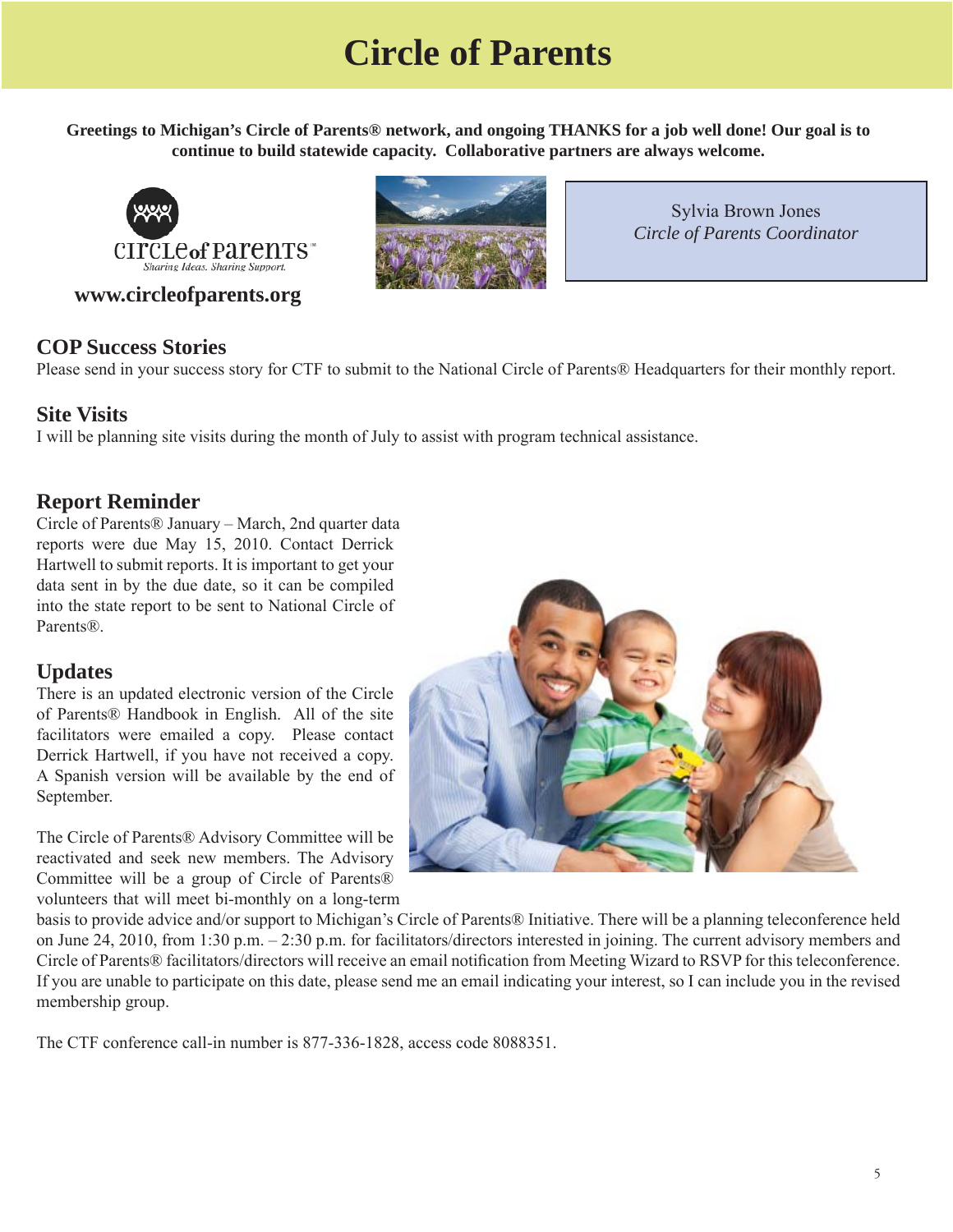# Circle of Parents

**Greetings to Michigan's Circle of Parents® network, and ongoing THANKS for a job well done! Our goal is to continue to build statewide capacity. Collaborative partners are always welcome.**

**www.circleofparents.org**

Sylvia Brown Jones
*Circle of Parents Coordinator*

## COP Success Stories

Please send in your success story for CTF to submit to the National Circle of Parents® Headquarters for their monthly report.

## Site Visits

I will be planning site visits during the month of July to assist with program technical assistance.

## Report Reminder

Circle of Parents® January – March, 2nd quarter data reports were due May 15, 2010. Contact Derrick Hartwell to submit reports. It is important to get your data sent in by the due date, so it can be compiled into the state report to be sent to National Circle of Parents®.

## Updates

There is an updated electronic version of the Circle of Parents® Handbook in English. All of the site facilitators were emailed a copy. Please contact Derrick Hartwell, if you have not received a copy. A Spanish version will be available by the end of September.

The Circle of Parents® Advisory Committee will be reactivated and seek new members. The Advisory Committee will be a group of Circle of Parents® volunteers that will meet bi-monthly on a long-term basis to provide advice and/or support to Michigan's Circle of Parents® Initiative. There will be a planning teleconference held on June 24, 2010, from 1:30 p.m. – 2:30 p.m. for facilitators/directors interested in joining. The current advisory members and Circle of Parents® facilitators/directors will receive an email notification from Meeting Wizard to RSVP for this teleconference. If you are unable to participate on this date, please send me an email indicating your interest, so I can include you in the revised membership group.

The CTF conference call-in number is 877-336-1828, access code 8088351.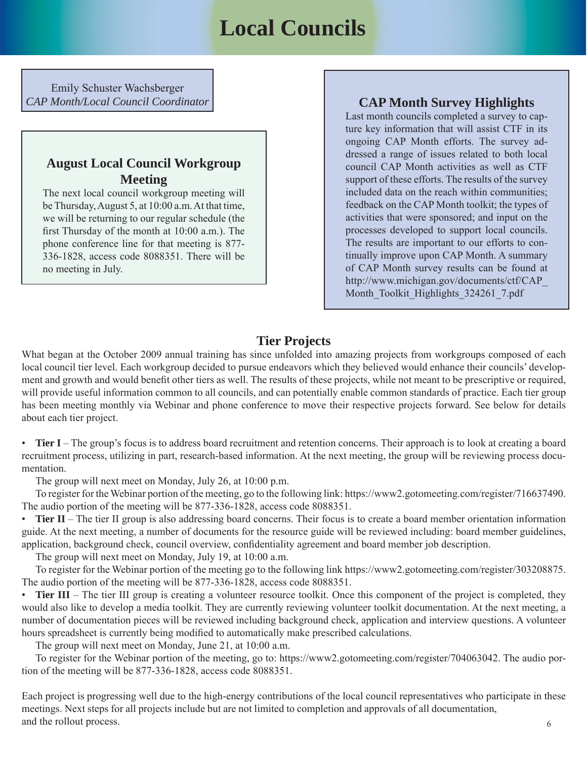# Local Councils

Emily Schuster Wachsberger
*CAP Month/Local Council Coordinator*

## August Local Council Workgroup Meeting

The next local council workgroup meeting will be Thursday, August 5, at 10:00 a.m. At that time, we will be returning to our regular schedule (the first Thursday of the month at 10:00 a.m.). The phone conference line for that meeting is 877-336-1828, access code 8088351. There will be no meeting in July.

## CAP Month Survey Highlights

Last month councils completed a survey to capture key information that will assist CTF in its ongoing CAP Month efforts. The survey addressed a range of issues related to both local council CAP Month activities as well as CTF support of these efforts. The results of the survey included data on the reach within communities; feedback on the CAP Month toolkit; the types of activities that were sponsored; and input on the processes developed to support local councils. The results are important to our efforts to continually improve upon CAP Month. A summary of CAP Month survey results can be found at http://www.michigan.gov/documents/ctf/CAP_Month_Toolkit_Highlights_324261_7.pdf

## Tier Projects

What began at the October 2009 annual training has since unfolded into amazing projects from workgroups composed of each local council tier level. Each workgroup decided to pursue endeavors which they believed would enhance their councils' development and growth and would benefit other tiers as well. The results of these projects, while not meant to be prescriptive or required, will provide useful information common to all councils, and can potentially enable common standards of practice. Each tier group has been meeting monthly via Webinar and phone conference to move their respective projects forward. See below for details about each tier project.

- **Tier I** – The group's focus is to address board recruitment and retention concerns. Their approach is to look at creating a board recruitment process, utilizing in part, research-based information. At the next meeting, the group will be reviewing process documentation.

  The group will next meet on Monday, July 26, at 10:00 p.m.

  To register for the Webinar portion of the meeting, go to the following link: https://www2.gotomeeting.com/register/716637490. The audio portion of the meeting will be 877-336-1828, access code 8088351.

- **Tier II** – The tier II group is also addressing board concerns. Their focus is to create a board member orientation information guide. At the next meeting, a number of documents for the resource guide will be reviewed including: board member guidelines, application, background check, council overview, confidentiality agreement and board member job description.

  The group will next meet on Monday, July 19, at 10:00 a.m.

  To register for the Webinar portion of the meeting go to the following link https://www2.gotomeeting.com/register/303208875. The audio portion of the meeting will be 877-336-1828, access code 8088351.

- **Tier III** – The tier III group is creating a volunteer resource toolkit. Once this component of the project is completed, they would also like to develop a media toolkit. They are currently reviewing volunteer toolkit documentation. At the next meeting, a number of documentation pieces will be reviewed including background check, application and interview questions. A volunteer hours spreadsheet is currently being modified to automatically make prescribed calculations.

  The group will next meet on Monday, June 21, at 10:00 a.m.

  To register for the Webinar portion of the meeting, go to: https://www2.gotomeeting.com/register/704063042. The audio portion of the meeting will be 877-336-1828, access code 8088351.

Each project is progressing well due to the high-energy contributions of the local council representatives who participate in these meetings. Next steps for all projects include but are not limited to completion and approvals of all documentation, and the rollout process.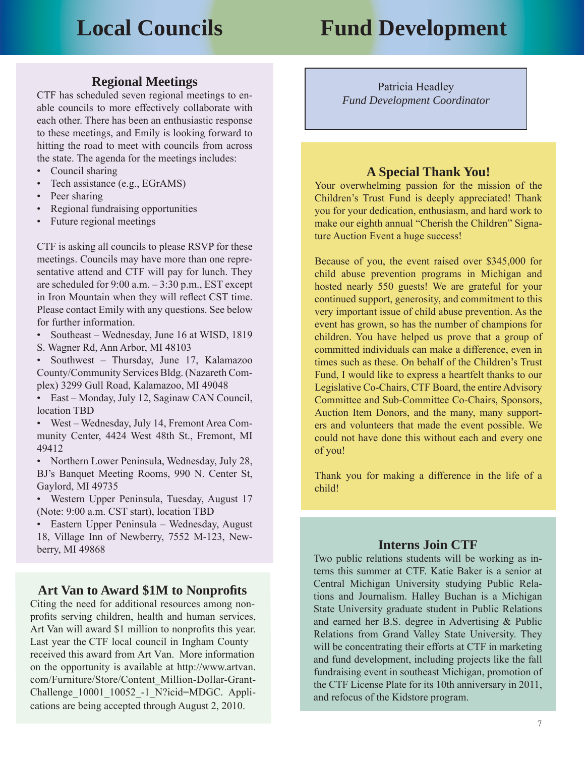# Local Councils

## Regional Meetings

CTF has scheduled seven regional meetings to enable councils to more effectively collaborate with each other. There has been an enthusiastic response to these meetings, and Emily is looking forward to hitting the road to meet with councils from across the state. The agenda for the meetings includes:

- Council sharing
- Tech assistance (e.g., EGrAMS)
- Peer sharing
- Regional fundraising opportunities
- Future regional meetings

CTF is asking all councils to please RSVP for these meetings. Councils may have more than one representative attend and CTF will pay for lunch. They are scheduled for 9:00 a.m. – 3:30 p.m., EST except in Iron Mountain when they will reflect CST time. Please contact Emily with any questions. See below for further information.

- Southeast – Wednesday, June 16 at WISD, 1819 S. Wagner Rd, Ann Arbor, MI 48103
- Southwest – Thursday, June 17, Kalamazoo County/Community Services Bldg. (Nazareth Complex) 3299 Gull Road, Kalamazoo, MI 49048
- East – Monday, July 12, Saginaw CAN Council, location TBD
- West – Wednesday, July 14, Fremont Area Community Center, 4424 West 48th St., Fremont, MI 49412
- Northern Lower Peninsula, Wednesday, July 28, BJ's Banquet Meeting Rooms, 990 N. Center St, Gaylord, MI 49735
- Western Upper Peninsula, Tuesday, August 17 (Note: 9:00 a.m. CST start), location TBD
- Eastern Upper Peninsula – Wednesday, August 18, Village Inn of Newberry, 7552 M-123, Newberry, MI 49868

## Art Van to Award $1M to Nonprofits

Citing the need for additional resources among nonprofits serving children, health and human services, Art Van will award $1 million to nonprofits this year. Last year the CTF local council in Ingham County received this award from Art Van. More information on the opportunity is available at http://www.artvan.com/Furniture/Store/Content_Million-Dollar-Grant-Challenge_10001_10052_-1_N?icid=MDGC. Applications are being accepted through August 2, 2010.

# Fund Development

Patricia Headley
*Fund Development Coordinator*

## A Special Thank You!

Your overwhelming passion for the mission of the Children's Trust Fund is deeply appreciated! Thank you for your dedication, enthusiasm, and hard work to make our eighth annual "Cherish the Children" Signature Auction Event a huge success!

Because of you, the event raised over $345,000 for child abuse prevention programs in Michigan and hosted nearly 550 guests! We are grateful for your continued support, generosity, and commitment to this very important issue of child abuse prevention. As the event has grown, so has the number of champions for children. You have helped us prove that a group of committed individuals can make a difference, even in times such as these. On behalf of the Children's Trust Fund, I would like to express a heartfelt thanks to our Legislative Co-Chairs, CTF Board, the entire Advisory Committee and Sub-Committee Co-Chairs, Sponsors, Auction Item Donors, and the many, many supporters and volunteers that made the event possible. We could not have done this without each and every one of you!

Thank you for making a difference in the life of a child!

## Interns Join CTF

Two public relations students will be working as interns this summer at CTF. Katie Baker is a senior at Central Michigan University studying Public Relations and Journalism. Halley Buchan is a Michigan State University graduate student in Public Relations and earned her B.S. degree in Advertising & Public Relations from Grand Valley State University. They will be concentrating their efforts at CTF in marketing and fund development, including projects like the fall fundraising event in southeast Michigan, promotion of the CTF License Plate for its 10th anniversary in 2011, and refocus of the Kidstore program.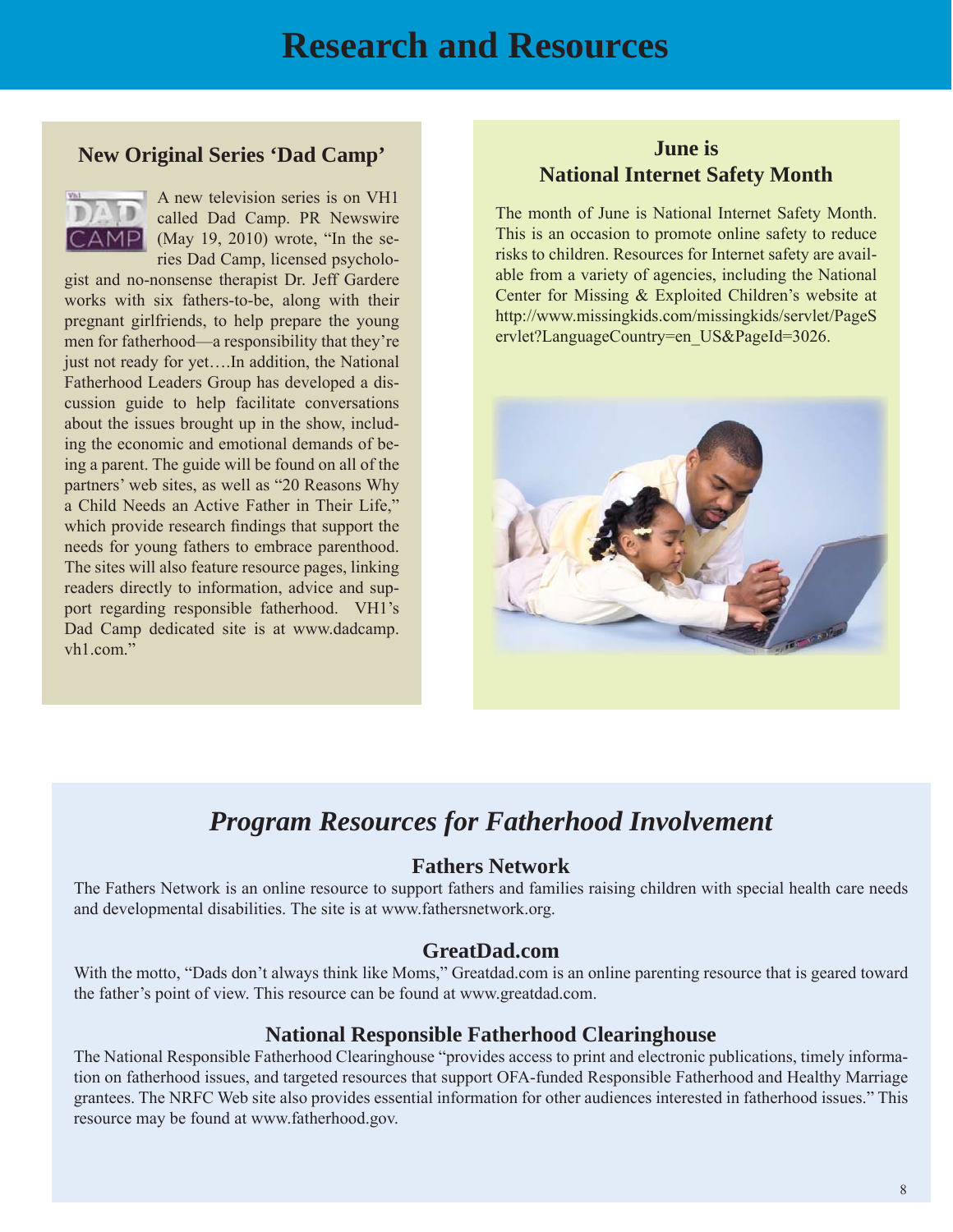# Research and Resources

## New Original Series 'Dad Camp'

A new television series is on VH1 called Dad Camp. PR Newswire (May 19, 2010) wrote, "In the series Dad Camp, licensed psychologist and no-nonsense therapist Dr. Jeff Gardere works with six fathers-to-be, along with their pregnant girlfriends, to help prepare the young men for fatherhood—a responsibility that they're just not ready for yet….In addition, the National Fatherhood Leaders Group has developed a discussion guide to help facilitate conversations about the issues brought up in the show, including the economic and emotional demands of being a parent. The guide will be found on all of the partners' web sites, as well as "20 Reasons Why a Child Needs an Active Father in Their Life," which provide research findings that support the needs for young fathers to embrace parenthood. The sites will also feature resource pages, linking readers directly to information, advice and support regarding responsible fatherhood. VH1's Dad Camp dedicated site is at www.dadcamp.vh1.com."

## June is National Internet Safety Month

The month of June is National Internet Safety Month. This is an occasion to promote online safety to reduce risks to children. Resources for Internet safety are available from a variety of agencies, including the National Center for Missing & Exploited Children's website at http://www.missingkids.com/missingkids/servlet/PageServlet?LanguageCountry=en_US&PageId=3026.

## *Program Resources for Fatherhood Involvement*

### Fathers Network

The Fathers Network is an online resource to support fathers and families raising children with special health care needs and developmental disabilities. The site is at www.fathersnetwork.org.

### GreatDad.com

With the motto, "Dads don't always think like Moms," Greatdad.com is an online parenting resource that is geared toward the father's point of view. This resource can be found at www.greatdad.com.

### National Responsible Fatherhood Clearinghouse

The National Responsible Fatherhood Clearinghouse "provides access to print and electronic publications, timely information on fatherhood issues, and targeted resources that support OFA-funded Responsible Fatherhood and Healthy Marriage grantees. The NRFC Web site also provides essential information for other audiences interested in fatherhood issues." This resource may be found at www.fatherhood.gov.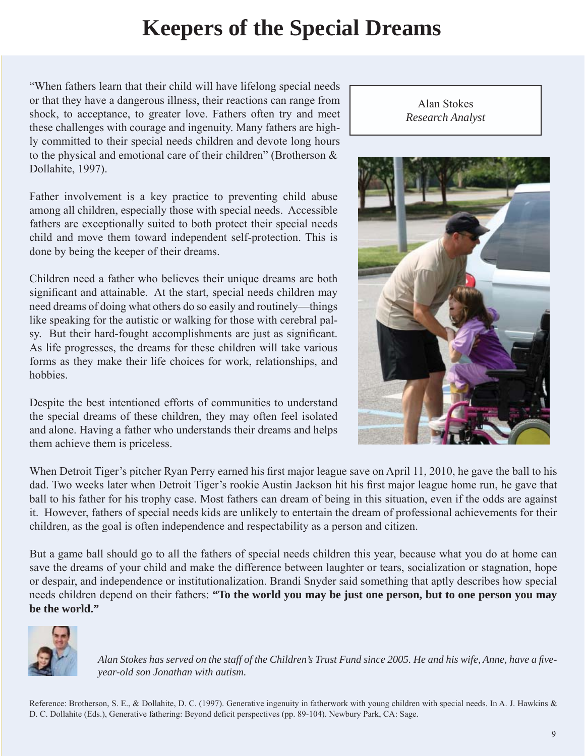# Keepers of the Special Dreams

Alan Stokes
*Research Analyst*

"When fathers learn that their child will have lifelong special needs or that they have a dangerous illness, their reactions can range from shock, to acceptance, to greater love. Fathers often try and meet these challenges with courage and ingenuity. Many fathers are highly committed to their special needs children and devote long hours to the physical and emotional care of their children" (Brotherson & Dollahite, 1997).

Father involvement is a key practice to preventing child abuse among all children, especially those with special needs. Accessible fathers are exceptionally suited to both protect their special needs child and move them toward independent self-protection. This is done by being the keeper of their dreams.

Children need a father who believes their unique dreams are both significant and attainable. At the start, special needs children may need dreams of doing what others do so easily and routinely—things like speaking for the autistic or walking for those with cerebral palsy. But their hard-fought accomplishments are just as significant. As life progresses, the dreams for these children will take various forms as they make their life choices for work, relationships, and hobbies.

Despite the best intentioned efforts of communities to understand the special dreams of these children, they may often feel isolated and alone. Having a father who understands their dreams and helps them achieve them is priceless.

When Detroit Tiger's pitcher Ryan Perry earned his first major league save on April 11, 2010, he gave the ball to his dad. Two weeks later when Detroit Tiger's rookie Austin Jackson hit his first major league home run, he gave that ball to his father for his trophy case. Most fathers can dream of being in this situation, even if the odds are against it. However, fathers of special needs kids are unlikely to entertain the dream of professional achievements for their children, as the goal is often independence and respectability as a person and citizen.

But a game ball should go to all the fathers of special needs children this year, because what you do at home can save the dreams of your child and make the difference between laughter or tears, socialization or stagnation, hope or despair, and independence or institutionalization. Brandi Snyder said something that aptly describes how special needs children depend on their fathers: **"To the world you may be just one person, but to one person you may be the world."**

*Alan Stokes has served on the staff of the Children's Trust Fund since 2005. He and his wife, Anne, have a five-year-old son Jonathan with autism.*

Reference: Brotherson, S. E., & Dollahite, D. C. (1997). Generative ingenuity in fatherwork with young children with special needs. In A. J. Hawkins & D. C. Dollahite (Eds.), Generative fathering: Beyond deficit perspectives (pp. 89-104). Newbury Park, CA: Sage.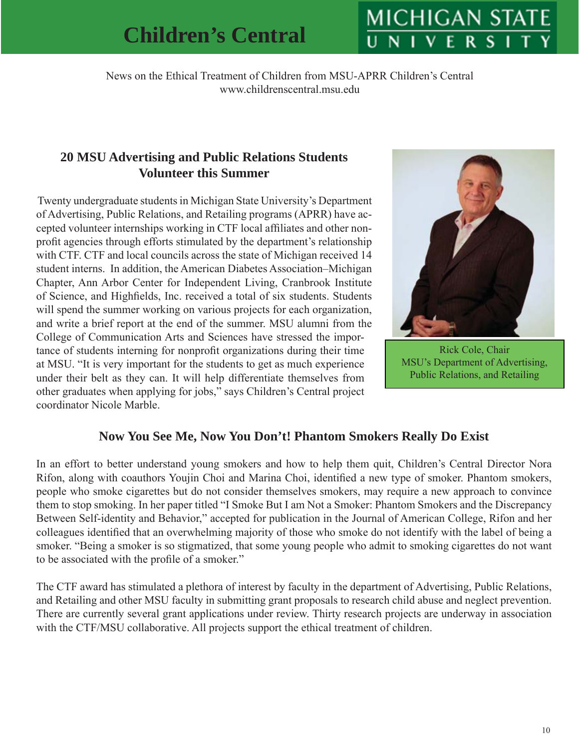# Children's Central

MICHIGAN STATE UNIVERSITY

News on the Ethical Treatment of Children from MSU-APRR Children's Central
www.childrenscentral.msu.edu

## 20 MSU Advertising and Public Relations Students Volunteer this Summer

Twenty undergraduate students in Michigan State University's Department of Advertising, Public Relations, and Retailing programs (APRR) have accepted volunteer internships working in CTF local affiliates and other nonprofit agencies through efforts stimulated by the department's relationship with CTF. CTF and local councils across the state of Michigan received 14 student interns. In addition, the American Diabetes Association–Michigan Chapter, Ann Arbor Center for Independent Living, Cranbrook Institute of Science, and Highfields, Inc. received a total of six students. Students will spend the summer working on various projects for each organization, and write a brief report at the end of the summer. MSU alumni from the College of Communication Arts and Sciences have stressed the importance of students interning for nonprofit organizations during their time at MSU. "It is very important for the students to get as much experience under their belt as they can. It will help differentiate themselves from other graduates when applying for jobs," says Children's Central project coordinator Nicole Marble.

Rick Cole, Chair
MSU's Department of Advertising, Public Relations, and Retailing

## Now You See Me, Now You Don't! Phantom Smokers Really Do Exist

In an effort to better understand young smokers and how to help them quit, Children's Central Director Nora Rifon, along with coauthors Youjin Choi and Marina Choi, identified a new type of smoker. Phantom smokers, people who smoke cigarettes but do not consider themselves smokers, may require a new approach to convince them to stop smoking. In her paper titled "I Smoke But I am Not a Smoker: Phantom Smokers and the Discrepancy Between Self-identity and Behavior," accepted for publication in the Journal of American College, Rifon and her colleagues identified that an overwhelming majority of those who smoke do not identify with the label of being a smoker. "Being a smoker is so stigmatized, that some young people who admit to smoking cigarettes do not want to be associated with the profile of a smoker."

The CTF award has stimulated a plethora of interest by faculty in the department of Advertising, Public Relations, and Retailing and other MSU faculty in submitting grant proposals to research child abuse and neglect prevention. There are currently several grant applications under review. Thirty research projects are underway in association with the CTF/MSU collaborative. All projects support the ethical treatment of children.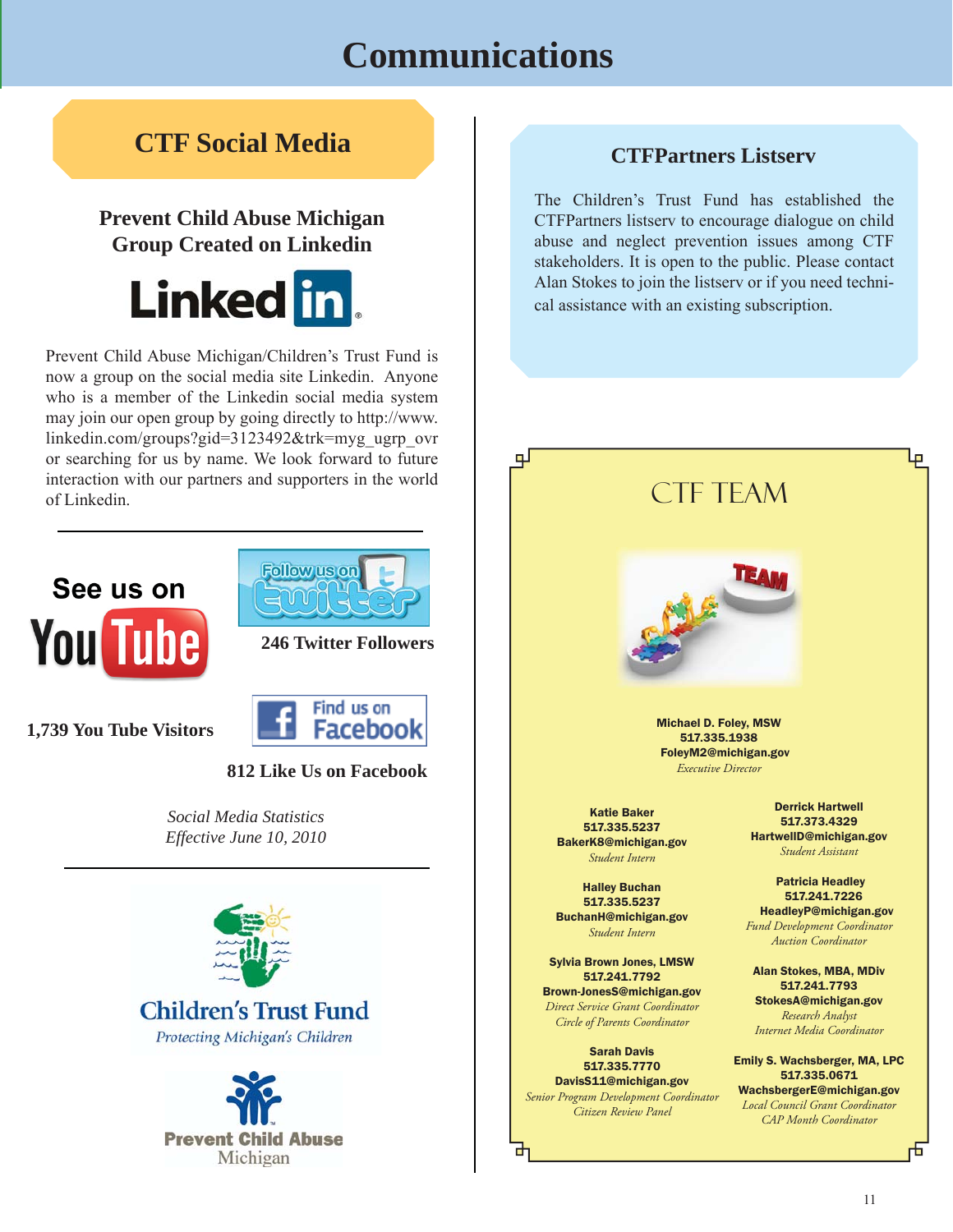# Communications

## CTF Social Media

### Prevent Child Abuse Michigan Group Created on Linkedin

Prevent Child Abuse Michigan/Children's Trust Fund is now a group on the social media site Linkedin. Anyone who is a member of the Linkedin social media system may join our open group by going directly to http://www.linkedin.com/groups?gid=3123492&trk=myg_ugrp_ovr or searching for us by name. We look forward to future interaction with our partners and supporters in the world of Linkedin.

See us on YouTube

**1,739 You Tube Visitors**

Follow us on twitter

**246 Twitter Followers**

Find us on Facebook

**812 Like Us on Facebook**

*Social Media Statistics*
*Effective June 10, 2010*

Children's Trust Fund
*Protecting Michigan's Children*

Prevent Child Abuse Michigan

## CTFPartners Listserv

The Children's Trust Fund has established the CTFPartners listserv to encourage dialogue on child abuse and neglect prevention issues among CTF stakeholders. It is open to the public. Please contact Alan Stokes to join the listserv or if you need technical assistance with an existing subscription.

## CTF TEAM

**Michael D. Foley, MSW**
**517.335.1938**
**FoleyM2@michigan.gov**
*Executive Director*

**Katie Baker**
**517.335.5237**
**BakerK8@michigan.gov**
*Student Intern*

**Halley Buchan**
**517.335.5237**
**BuchanH@michigan.gov**
*Student Intern*

**Sylvia Brown Jones, LMSW**
**517.241.7792**
**Brown-JonesS@michigan.gov**
*Direct Service Grant Coordinator*
*Circle of Parents Coordinator*

**Sarah Davis**
**517.335.7770**
**DavisS11@michigan.gov**
*Senior Program Development Coordinator*
*Citizen Review Panel*

**Derrick Hartwell**
**517.373.4329**
**HartwellD@michigan.gov**
*Student Assistant*

**Patricia Headley**
**517.241.7226**
**HeadleyP@michigan.gov**
*Fund Development Coordinator*
*Auction Coordinator*

**Alan Stokes, MBA, MDiv**
**517.241.7793**
**StokesA@michigan.gov**
*Research Analyst*
*Internet Media Coordinator*

**Emily S. Wachsberger, MA, LPC**
**517.335.0671**
**WachsbergerE@michigan.gov**
*Local Council Grant Coordinator*
*CAP Month Coordinator*